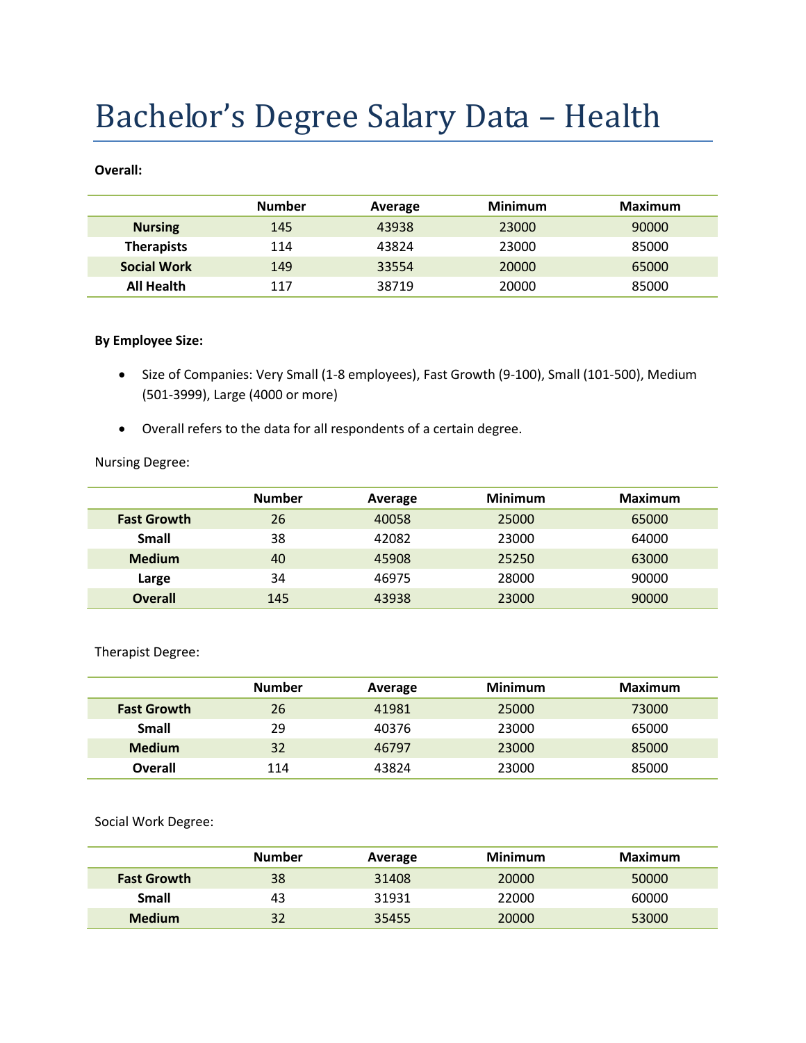# Bachelor's Degree Salary Data – Health

**Overall:**

| | Number | Average | Minimum | Maximum |
|---|---|---|---|---|
| **Nursing** | 145 | 43938 | 23000 | 90000 |
| **Therapists** | 114 | 43824 | 23000 | 85000 |
| **Social Work** | 149 | 33554 | 20000 | 65000 |
| **All Health** | 117 | 38719 | 20000 | 85000 |

**By Employee Size:**

- Size of Companies: Very Small (1-8 employees), Fast Growth (9-100), Small (101-500), Medium (501-3999), Large (4000 or more)
- Overall refers to the data for all respondents of a certain degree.

Nursing Degree:

| | Number | Average | Minimum | Maximum |
|---|---|---|---|---|
| **Fast Growth** | 26 | 40058 | 25000 | 65000 |
| **Small** | 38 | 42082 | 23000 | 64000 |
| **Medium** | 40 | 45908 | 25250 | 63000 |
| **Large** | 34 | 46975 | 28000 | 90000 |
| **Overall** | 145 | 43938 | 23000 | 90000 |

Therapist Degree:

| | Number | Average | Minimum | Maximum |
|---|---|---|---|---|
| **Fast Growth** | 26 | 41981 | 25000 | 73000 |
| **Small** | 29 | 40376 | 23000 | 65000 |
| **Medium** | 32 | 46797 | 23000 | 85000 |
| **Overall** | 114 | 43824 | 23000 | 85000 |

Social Work Degree:

| | Number | Average | Minimum | Maximum |
|---|---|---|---|---|
| **Fast Growth** | 38 | 31408 | 20000 | 50000 |
| **Small** | 43 | 31931 | 22000 | 60000 |
| **Medium** | 32 | 35455 | 20000 | 53000 |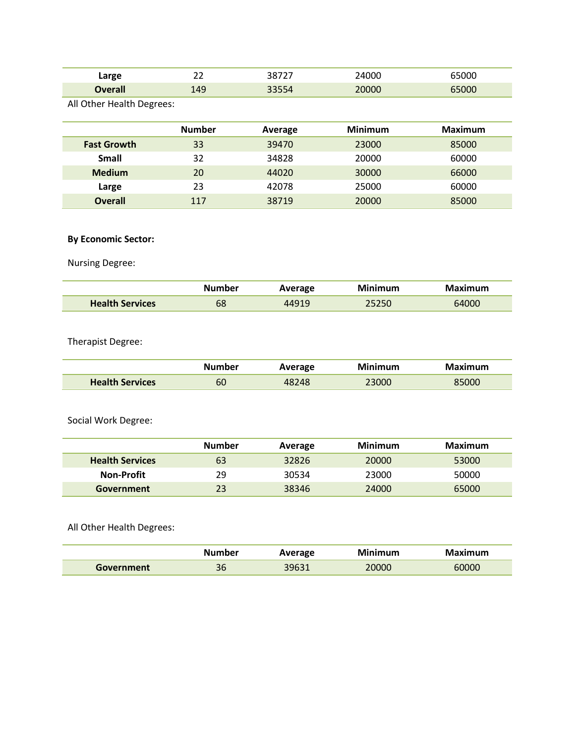| | | | | |
|---|---|---|---|---|
| **Large** | 22 | 38727 | 24000 | 65000 |
| **Overall** | 149 | 33554 | 20000 | 65000 |

All Other Health Degrees:

| | Number | Average | Minimum | Maximum |
|---|---|---|---|---|
| **Fast Growth** | 33 | 39470 | 23000 | 85000 |
| **Small** | 32 | 34828 | 20000 | 60000 |
| **Medium** | 20 | 44020 | 30000 | 66000 |
| **Large** | 23 | 42078 | 25000 | 60000 |
| **Overall** | 117 | 38719 | 20000 | 85000 |

**By Economic Sector:**

Nursing Degree:

| | Number | Average | Minimum | Maximum |
|---|---|---|---|---|
| **Health Services** | 68 | 44919 | 25250 | 64000 |

Therapist Degree:

| | Number | Average | Minimum | Maximum |
|---|---|---|---|---|
| **Health Services** | 60 | 48248 | 23000 | 85000 |

Social Work Degree:

| | Number | Average | Minimum | Maximum |
|---|---|---|---|---|
| **Health Services** | 63 | 32826 | 20000 | 53000 |
| **Non-Profit** | 29 | 30534 | 23000 | 50000 |
| **Government** | 23 | 38346 | 24000 | 65000 |

All Other Health Degrees:

| | Number | Average | Minimum | Maximum |
|---|---|---|---|---|
| **Government** | 36 | 39631 | 20000 | 60000 |